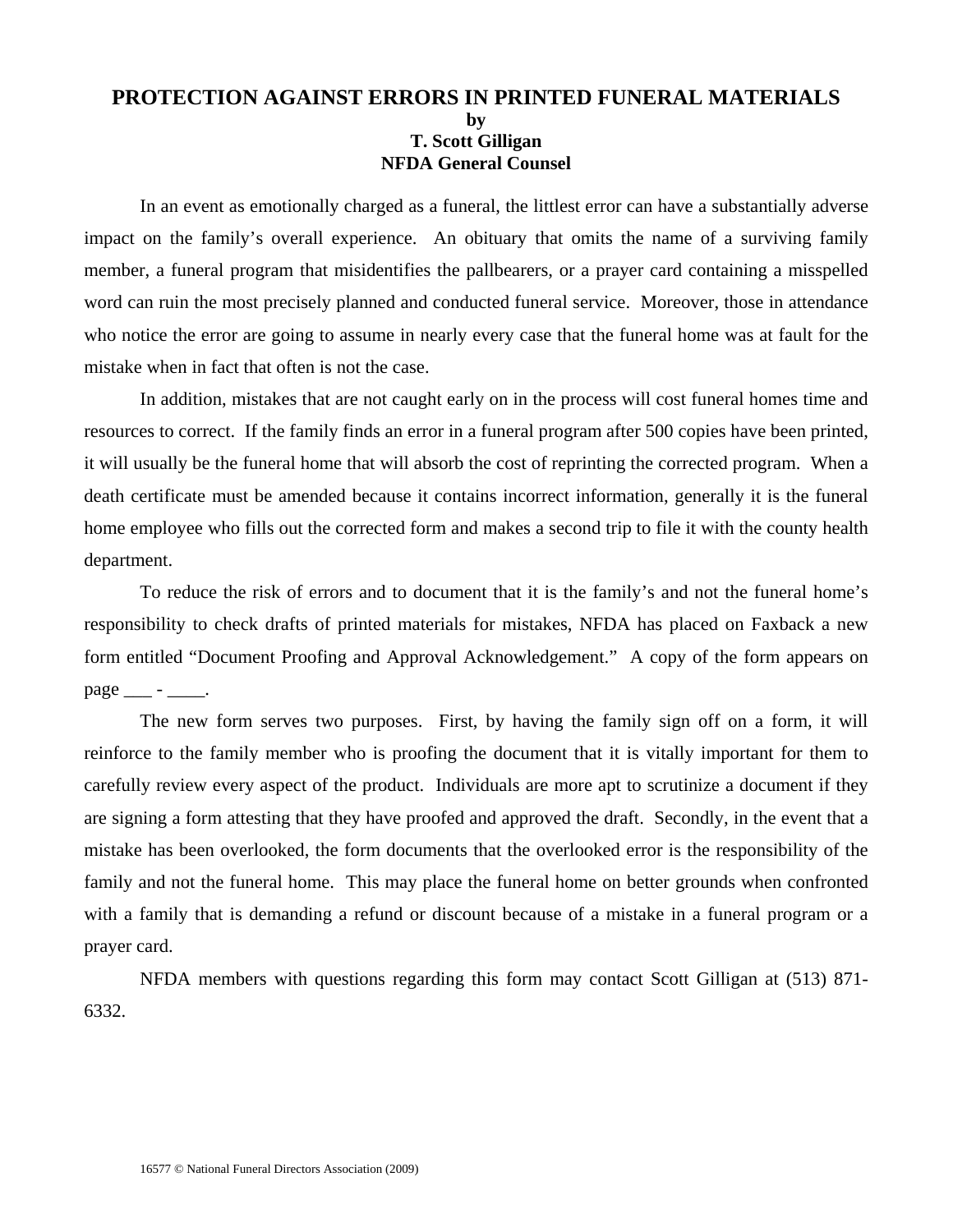# PROTECTION AGAINST ERRORS IN PRINTED FUNERAL MATERIALS

**by**

**T. Scott Gilligan**

**NFDA General Counsel**

In an event as emotionally charged as a funeral, the littlest error can have a substantially adverse impact on the family's overall experience. An obituary that omits the name of a surviving family member, a funeral program that misidentifies the pallbearers, or a prayer card containing a misspelled word can ruin the most precisely planned and conducted funeral service. Moreover, those in attendance who notice the error are going to assume in nearly every case that the funeral home was at fault for the mistake when in fact that often is not the case.

In addition, mistakes that are not caught early on in the process will cost funeral homes time and resources to correct. If the family finds an error in a funeral program after 500 copies have been printed, it will usually be the funeral home that will absorb the cost of reprinting the corrected program. When a death certificate must be amended because it contains incorrect information, generally it is the funeral home employee who fills out the corrected form and makes a second trip to file it with the county health department.

To reduce the risk of errors and to document that it is the family's and not the funeral home's responsibility to check drafts of printed materials for mistakes, NFDA has placed on Faxback a new form entitled "Document Proofing and Approval Acknowledgement." A copy of the form appears on page ___ - ____.

The new form serves two purposes. First, by having the family sign off on a form, it will reinforce to the family member who is proofing the document that it is vitally important for them to carefully review every aspect of the product. Individuals are more apt to scrutinize a document if they are signing a form attesting that they have proofed and approved the draft. Secondly, in the event that a mistake has been overlooked, the form documents that the overlooked error is the responsibility of the family and not the funeral home. This may place the funeral home on better grounds when confronted with a family that is demanding a refund or discount because of a mistake in a funeral program or a prayer card.

NFDA members with questions regarding this form may contact Scott Gilligan at (513) 871-6332.

16577 © National Funeral Directors Association (2009)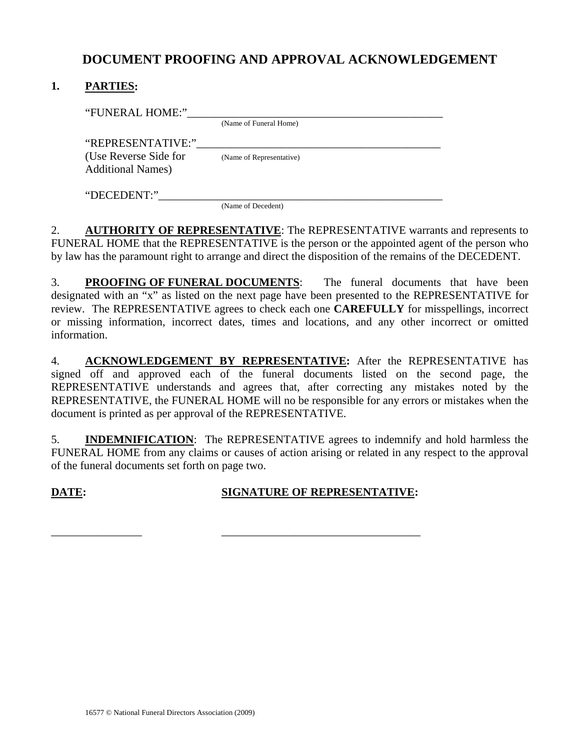# DOCUMENT PROOFING AND APPROVAL ACKNOWLEDGEMENT

**1. PARTIES:**

"FUNERAL HOME:"_______________________________________________
(Name of Funeral Home)

"REPRESENTATIVE:"_____________________________________________
(Use Reverse Side for Additional Names)
(Name of Representative)

"DECEDENT:"__________________________________________________
(Name of Decedent)

2. **AUTHORITY OF REPRESENTATIVE**: The REPRESENTATIVE warrants and represents to FUNERAL HOME that the REPRESENTATIVE is the person or the appointed agent of the person who by law has the paramount right to arrange and direct the disposition of the remains of the DECEDENT.

3. **PROOFING OF FUNERAL DOCUMENTS**: The funeral documents that have been designated with an "x" as listed on the next page have been presented to the REPRESENTATIVE for review. The REPRESENTATIVE agrees to check each one **CAREFULLY** for misspellings, incorrect or missing information, incorrect dates, times and locations, and any other incorrect or omitted information.

4. **ACKNOWLEDGEMENT BY REPRESENTATIVE:** After the REPRESENTATIVE has signed off and approved each of the funeral documents listed on the second page, the REPRESENTATIVE understands and agrees that, after correcting any mistakes noted by the REPRESENTATIVE, the FUNERAL HOME will no be responsible for any errors or mistakes when the document is printed as per approval of the REPRESENTATIVE.

5. **INDEMNIFICATION**: The REPRESENTATIVE agrees to indemnify and hold harmless the FUNERAL HOME from any claims or causes of action arising or related in any respect to the approval of the funeral documents set forth on page two.

**DATE:** **SIGNATURE OF REPRESENTATIVE:**

________________ ____________________________________

16577 © National Funeral Directors Association (2009)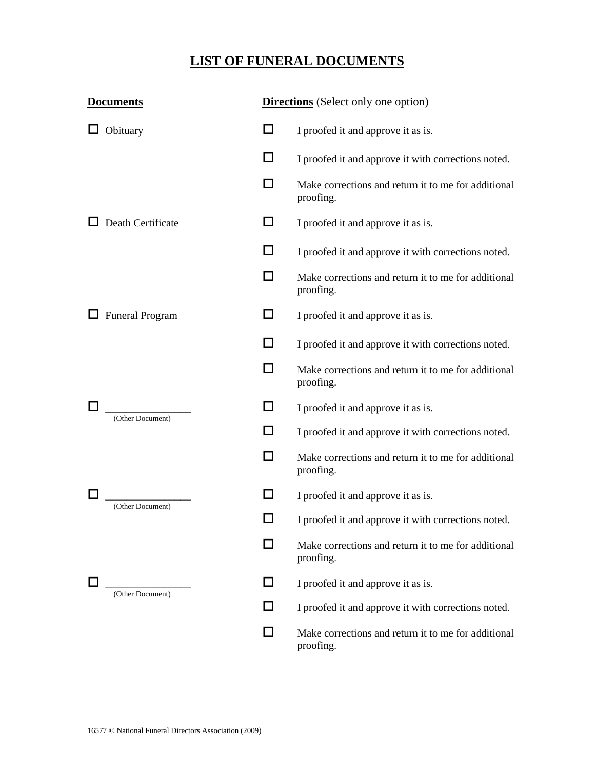# LIST OF FUNERAL DOCUMENTS

| **Documents** | **Directions** (Select only one option) |
|---|---|
| ☐ Obituary | ☐ I proofed it and approve it as is. |
| | ☐ I proofed it and approve it with corrections noted. |
| | ☐ Make corrections and return it to me for additional proofing. |
| ☐ Death Certificate | ☐ I proofed it and approve it as is. |
| | ☐ I proofed it and approve it with corrections noted. |
| | ☐ Make corrections and return it to me for additional proofing. |
| ☐ Funeral Program | ☐ I proofed it and approve it as is. |
| | ☐ I proofed it and approve it with corrections noted. |
| | ☐ Make corrections and return it to me for additional proofing. |
| ☐ ________________ (Other Document) | ☐ I proofed it and approve it as is. |
| | ☐ I proofed it and approve it with corrections noted. |
| | ☐ Make corrections and return it to me for additional proofing. |
| ☐ ________________ (Other Document) | ☐ I proofed it and approve it as is. |
| | ☐ I proofed it and approve it with corrections noted. |
| | ☐ Make corrections and return it to me for additional proofing. |
| ☐ ________________ (Other Document) | ☐ I proofed it and approve it as is. |
| | ☐ I proofed it and approve it with corrections noted. |
| | ☐ Make corrections and return it to me for additional proofing. |

16577 © National Funeral Directors Association (2009)